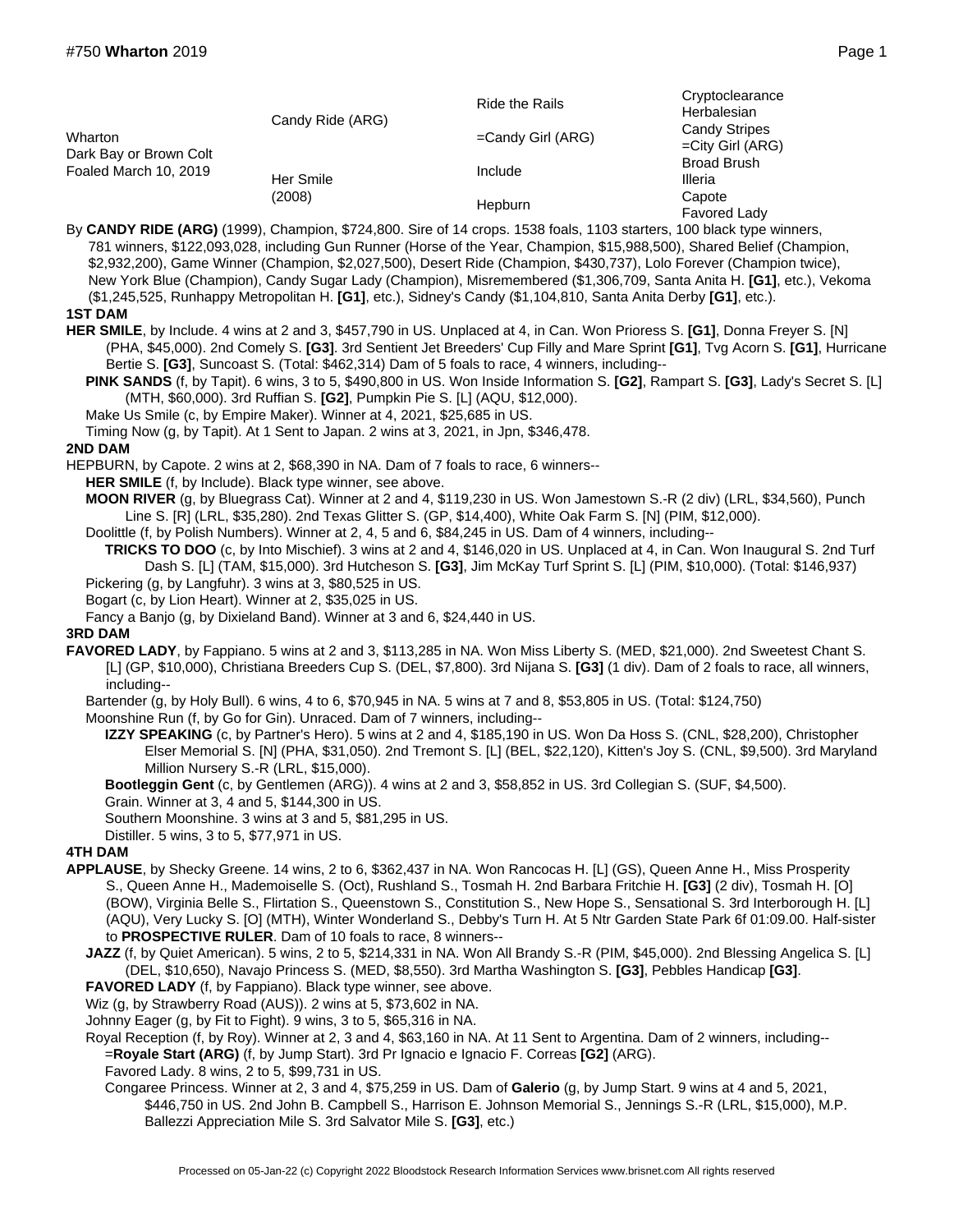| | | | |
|---|---|---|---|
| Wharton<br>Dark Bay or Brown Colt<br>Foaled March 10, 2019 | Candy Ride (ARG) | Ride the Rails | Cryptoclearance |
| | | | Herbalesian |
| | | =Candy Girl (ARG) | Candy Stripes |
| | | | =City Girl (ARG) |
| | Her Smile<br>(2008) | Include | Broad Brush |
| | | | Illeria |
| | | Hepburn | Capote |
| | | | Favored Lady |

By **CANDY RIDE (ARG)** (1999), Champion, $724,800. Sire of 14 crops. 1538 foals, 1103 starters, 100 black type winners, 781 winners, $122,093,028, including Gun Runner (Horse of the Year, Champion, $15,988,500), Shared Belief (Champion, $2,932,200), Game Winner (Champion, $2,027,500), Desert Ride (Champion, $430,737), Lolo Forever (Champion twice), New York Blue (Champion), Candy Sugar Lady (Champion), Misremembered ($1,306,709, Santa Anita H. **[G1]**, etc.), Vekoma ($1,245,525, Runhappy Metropolitan H. **[G1]**, etc.), Sidney's Candy ($1,104,810, Santa Anita Derby **[G1]**, etc.).

**1ST DAM**

**HER SMILE**, by Include. 4 wins at 2 and 3, $457,790 in US. Unplaced at 4, in Can. Won Prioress S. **[G1]**, Donna Freyer S. [N] (PHA, $45,000). 2nd Comely S. **[G3]**. 3rd Sentient Jet Breeders' Cup Filly and Mare Sprint **[G1]**, Tvg Acorn S. **[G1]**, Hurricane Bertie S. **[G3]**, Suncoast S. (Total: $462,314) Dam of 5 foals to race, 4 winners, including--

**PINK SANDS** (f, by Tapit). 6 wins, 3 to 5, $490,800 in US. Won Inside Information S. **[G2]**, Rampart S. **[G3]**, Lady's Secret S. [L] (MTH, $60,000). 3rd Ruffian S. **[G2]**, Pumpkin Pie S. [L] (AQU, $12,000).

Make Us Smile (c, by Empire Maker). Winner at 4, 2021, $25,685 in US.

Timing Now (g, by Tapit). At 1 Sent to Japan. 2 wins at 3, 2021, in Jpn, $346,478.

**2ND DAM**

HEPBURN, by Capote. 2 wins at 2, $68,390 in NA. Dam of 7 foals to race, 6 winners--

**HER SMILE** (f, by Include). Black type winner, see above.

**MOON RIVER** (g, by Bluegrass Cat). Winner at 2 and 4, $119,230 in US. Won Jamestown S.-R (2 div) (LRL, $34,560), Punch Line S. [R] (LRL, $35,280). 2nd Texas Glitter S. (GP, $14,400), White Oak Farm S. [N] (PIM, $12,000).

Doolittle (f, by Polish Numbers). Winner at 2, 4, 5 and 6, $84,245 in US. Dam of 4 winners, including--

**TRICKS TO DOO** (c, by Into Mischief). 3 wins at 2 and 4, $146,020 in US. Unplaced at 4, in Can. Won Inaugural S. 2nd Turf Dash S. [L] (TAM, $15,000). 3rd Hutcheson S. **[G3]**, Jim McKay Turf Sprint S. [L] (PIM, $10,000). (Total: $146,937)

Pickering (g, by Langfuhr). 3 wins at 3, $80,525 in US.

Bogart (c, by Lion Heart). Winner at 2, $35,025 in US.

Fancy a Banjo (g, by Dixieland Band). Winner at 3 and 6, $24,440 in US.

**3RD DAM**

**FAVORED LADY**, by Fappiano. 5 wins at 2 and 3, $113,285 in NA. Won Miss Liberty S. (MED, $21,000). 2nd Sweetest Chant S. [L] (GP, $10,000), Christiana Breeders Cup S. (DEL, $7,800). 3rd Nijana S. **[G3]** (1 div). Dam of 2 foals to race, all winners, including--

Bartender (g, by Holy Bull). 6 wins, 4 to 6, $70,945 in NA. 5 wins at 7 and 8, $53,805 in US. (Total: $124,750)

Moonshine Run (f, by Go for Gin). Unraced. Dam of 7 winners, including--

**IZZY SPEAKING** (c, by Partner's Hero). 5 wins at 2 and 4, $185,190 in US. Won Da Hoss S. (CNL, $28,200), Christopher Elser Memorial S. [N] (PHA, $31,050). 2nd Tremont S. [L] (BEL, $22,120), Kitten's Joy S. (CNL, $9,500). 3rd Maryland Million Nursery S.-R (LRL, $15,000).

**Bootleggin Gent** (c, by Gentlemen (ARG)). 4 wins at 2 and 3, $58,852 in US. 3rd Collegian S. (SUF, $4,500).

Grain. Winner at 3, 4 and 5, $144,300 in US.

Southern Moonshine. 3 wins at 3 and 5, $81,295 in US.

Distiller. 5 wins, 3 to 5, $77,971 in US.

**4TH DAM**

**APPLAUSE**, by Shecky Greene. 14 wins, 2 to 6, $362,437 in NA. Won Rancocas H. [L] (GS), Queen Anne H., Miss Prosperity S., Queen Anne H., Mademoiselle S. (Oct), Rushland S., Tosmah H. 2nd Barbara Fritchie H. **[G3]** (2 div), Tosmah H. [O] (BOW), Virginia Belle S., Flirtation S., Queenstown S., Constitution S., New Hope S., Sensational S. 3rd Interborough H. [L] (AQU), Very Lucky S. [O] (MTH), Winter Wonderland S., Debby's Turn H. At 5 Ntr Garden State Park 6f 01:09.00. Half-sister to **PROSPECTIVE RULER**. Dam of 10 foals to race, 8 winners--

**JAZZ** (f, by Quiet American). 5 wins, 2 to 5, $214,331 in NA. Won All Brandy S.-R (PIM, $45,000). 2nd Blessing Angelica S. [L] (DEL, $10,650), Navajo Princess S. (MED, $8,550). 3rd Martha Washington S. **[G3]**, Pebbles Handicap **[G3]**.

**FAVORED LADY** (f, by Fappiano). Black type winner, see above.

Wiz (g, by Strawberry Road (AUS)). 2 wins at 5, $73,602 in NA.

Johnny Eager (g, by Fit to Fight). 9 wins, 3 to 5, $65,316 in NA.

Royal Reception (f, by Roy). Winner at 2, 3 and 4, $63,160 in NA. At 11 Sent to Argentina. Dam of 2 winners, including--

=**Royale Start (ARG)** (f, by Jump Start). 3rd Pr Ignacio e Ignacio F. Correas **[G2]** (ARG).

Favored Lady. 8 wins, 2 to 5, $99,731 in US.

Congaree Princess. Winner at 2, 3 and 4, $75,259 in US. Dam of **Galerio** (g, by Jump Start. 9 wins at 4 and 5, 2021, $446,750 in US. 2nd John B. Campbell S., Harrison E. Johnson Memorial S., Jennings S.-R (LRL, $15,000), M.P. Ballezzi Appreciation Mile S. 3rd Salvator Mile S. **[G3]**, etc.)

Processed on 05-Jan-22 (c) Copyright 2022 Bloodstock Research Information Services www.brisnet.com All rights reserved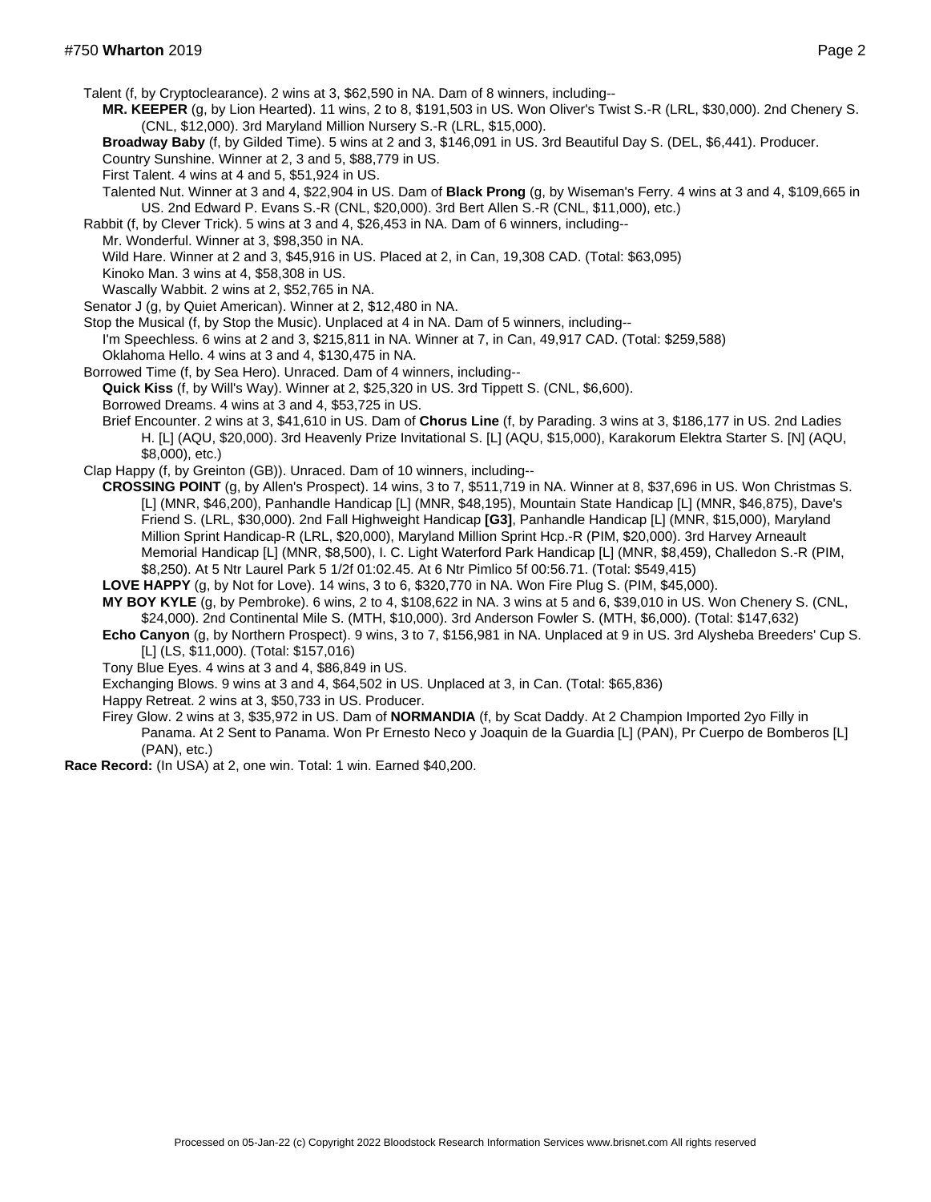Talent (f, by Cryptoclearance). 2 wins at 3, $62,590 in NA. Dam of 8 winners, including--

**MR. KEEPER** (g, by Lion Hearted). 11 wins, 2 to 8, $191,503 in US. Won Oliver's Twist S.-R (LRL, $30,000). 2nd Chenery S. (CNL, $12,000). 3rd Maryland Million Nursery S.-R (LRL, $15,000).

**Broadway Baby** (f, by Gilded Time). 5 wins at 2 and 3, $146,091 in US. 3rd Beautiful Day S. (DEL, $6,441). Producer.

Country Sunshine. Winner at 2, 3 and 5, $88,779 in US.

First Talent. 4 wins at 4 and 5, $51,924 in US.

Talented Nut. Winner at 3 and 4, $22,904 in US. Dam of **Black Prong** (g, by Wiseman's Ferry. 4 wins at 3 and 4, $109,665 in US. 2nd Edward P. Evans S.-R (CNL, $20,000). 3rd Bert Allen S.-R (CNL, $11,000), etc.)

Rabbit (f, by Clever Trick). 5 wins at 3 and 4, $26,453 in NA. Dam of 6 winners, including--

Mr. Wonderful. Winner at 3, $98,350 in NA.

Wild Hare. Winner at 2 and 3, $45,916 in US. Placed at 2, in Can, 19,308 CAD. (Total: $63,095)

Kinoko Man. 3 wins at 4, $58,308 in US.

Wascally Wabbit. 2 wins at 2, $52,765 in NA.

Senator J (g, by Quiet American). Winner at 2, $12,480 in NA.

Stop the Musical (f, by Stop the Music). Unplaced at 4 in NA. Dam of 5 winners, including--

I'm Speechless. 6 wins at 2 and 3, $215,811 in NA. Winner at 7, in Can, 49,917 CAD. (Total: $259,588)

Oklahoma Hello. 4 wins at 3 and 4, $130,475 in NA.

Borrowed Time (f, by Sea Hero). Unraced. Dam of 4 winners, including--

**Quick Kiss** (f, by Will's Way). Winner at 2, $25,320 in US. 3rd Tippett S. (CNL, $6,600).

Borrowed Dreams. 4 wins at 3 and 4, $53,725 in US.

Brief Encounter. 2 wins at 3, $41,610 in US. Dam of **Chorus Line** (f, by Parading. 3 wins at 3, $186,177 in US. 2nd Ladies H. [L] (AQU, $20,000). 3rd Heavenly Prize Invitational S. [L] (AQU, $15,000), Karakorum Elektra Starter S. [N] (AQU, $8,000), etc.)

Clap Happy (f, by Greinton (GB)). Unraced. Dam of 10 winners, including--

**CROSSING POINT** (g, by Allen's Prospect). 14 wins, 3 to 7, $511,719 in NA. Winner at 8, $37,696 in US. Won Christmas S. [L] (MNR, $46,200), Panhandle Handicap [L] (MNR, $48,195), Mountain State Handicap [L] (MNR, $46,875), Dave's Friend S. (LRL, $30,000). 2nd Fall Highweight Handicap **[G3]**, Panhandle Handicap [L] (MNR, $15,000), Maryland Million Sprint Handicap-R (LRL, $20,000), Maryland Million Sprint Hcp.-R (PIM, $20,000). 3rd Harvey Arneault Memorial Handicap [L] (MNR, $8,500), I. C. Light Waterford Park Handicap [L] (MNR, $8,459), Challedon S.-R (PIM, $8,250). At 5 Ntr Laurel Park 5 1/2f 01:02.45. At 6 Ntr Pimlico 5f 00:56.71. (Total: $549,415)

**LOVE HAPPY** (g, by Not for Love). 14 wins, 3 to 6, $320,770 in NA. Won Fire Plug S. (PIM, $45,000).

**MY BOY KYLE** (g, by Pembroke). 6 wins, 2 to 4, $108,622 in NA. 3 wins at 5 and 6, $39,010 in US. Won Chenery S. (CNL, $24,000). 2nd Continental Mile S. (MTH, $10,000). 3rd Anderson Fowler S. (MTH, $6,000). (Total: $147,632)

**Echo Canyon** (g, by Northern Prospect). 9 wins, 3 to 7, $156,981 in NA. Unplaced at 9 in US. 3rd Alysheba Breeders' Cup S. [L] (LS, $11,000). (Total: $157,016)

Tony Blue Eyes. 4 wins at 3 and 4, $86,849 in US.

Exchanging Blows. 9 wins at 3 and 4, $64,502 in US. Unplaced at 3, in Can. (Total: $65,836)

Happy Retreat. 2 wins at 3, $50,733 in US. Producer.

Firey Glow. 2 wins at 3, $35,972 in US. Dam of **NORMANDIA** (f, by Scat Daddy. At 2 Champion Imported 2yo Filly in Panama. At 2 Sent to Panama. Won Pr Ernesto Neco y Joaquin de la Guardia [L] (PAN), Pr Cuerpo de Bomberos [L] (PAN), etc.)

**Race Record:** (In USA) at 2, one win. Total: 1 win. Earned $40,200.